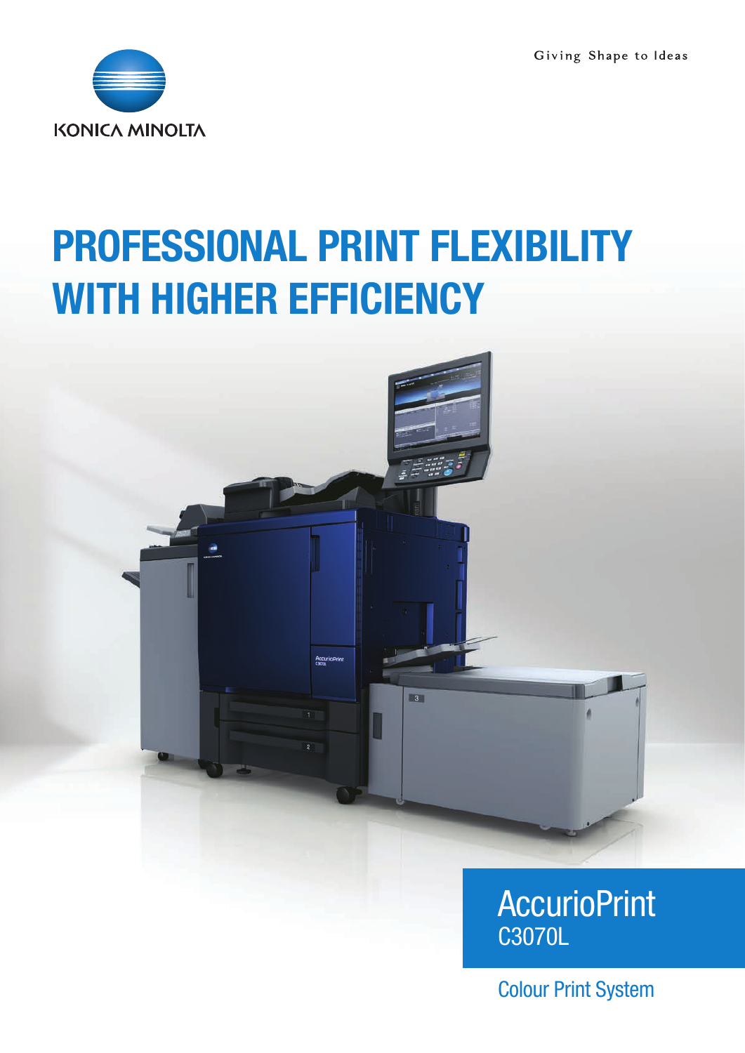Giving Shape to Ideas

KONICA MINOLTA

# PROFESSIONAL PRINT FLEXIBILITY WITH HIGHER EFFICIENCY

## AccurioPrint C3070L

Colour Print System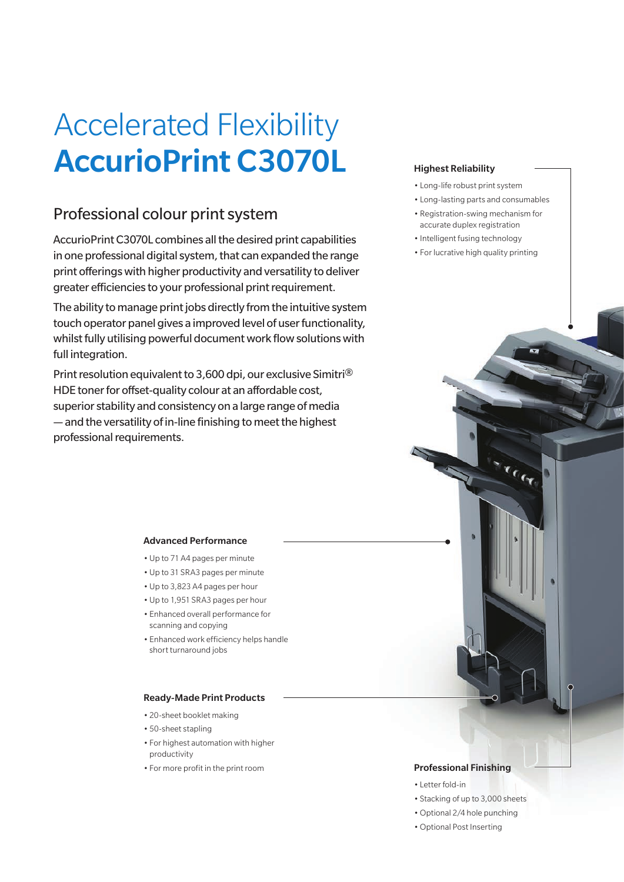# Accelerated Flexibility **AccurioPrint C3070L**

## Professional colour print system

AccurioPrint C3070L combines all the desired print capabilities in one professional digital system, that can expanded the range print offerings with higher productivity and versatility to deliver greater efficiencies to your professional print requirement.

The ability to manage print jobs directly from the intuitive system touch operator panel gives a improved level of user functionality, whilst fully utilising powerful document work flow solutions with full integration.

Print resolution equivalent to 3,600 dpi, our exclusive Simitri® HDE toner for offset-quality colour at an affordable cost, superior stability and consistency on a large range of media — and the versatility of in-line finishing to meet the highest professional requirements.

### Highest Reliability

- Long-life robust print system
- Long-lasting parts and consumables
- Registration-swing mechanism for accurate duplex registration
- Intelligent fusing technology
- For lucrative high quality printing

### Advanced Performance

- Up to 71 A4 pages per minute
- Up to 31 SRA3 pages per minute
- Up to 3,823 A4 pages per hour
- Up to 1,951 SRA3 pages per hour
- Enhanced overall performance for scanning and copying
- Enhanced work efficiency helps handle short turnaround jobs

### Ready-Made Print Products

- 20-sheet booklet making
- 50-sheet stapling
- For highest automation with higher productivity
- For more profit in the print room

### Professional Finishing

- Letter fold-in
- Stacking of up to 3,000 sheets
- Optional 2/4 hole punching
- Optional Post Inserting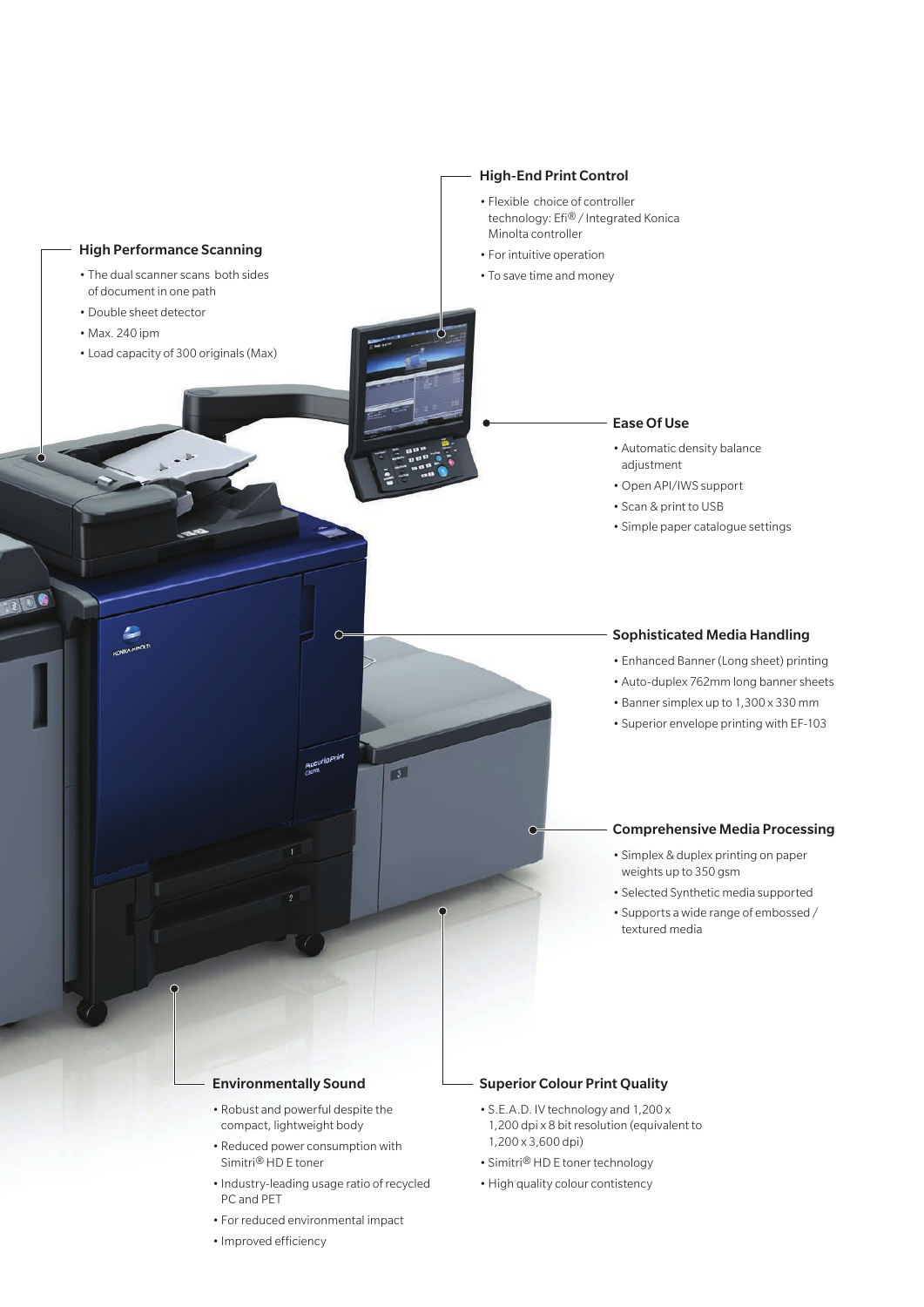### High-End Print Control

- Flexible choice of controller technology: Efi® / Integrated Konica Minolta controller
- For intuitive operation
- To save time and money

### High Performance Scanning

- The dual scanner scans both sides of document in one path
- Double sheet detector
- Max. 240 ipm
- Load capacity of 300 originals (Max)

### Ease Of Use

- Automatic density balance adjustment
- Open API/IWS support
- Scan & print to USB
- Simple paper catalogue settings

### Sophisticated Media Handling

- Enhanced Banner (Long sheet) printing
- Auto-duplex 762mm long banner sheets
- Banner simplex up to 1,300 x 330 mm
- Superior envelope printing with EF-103

### Comprehensive Media Processing

- Simplex & duplex printing on paper weights up to 350 gsm
- Selected Synthetic media supported
- Supports a wide range of embossed / textured media

### Environmentally Sound

- Robust and powerful despite the compact, lightweight body
- Reduced power consumption with Simitri® HD E toner
- Industry-leading usage ratio of recycled PC and PET
- For reduced environmental impact
- Improved efficiency

### Superior Colour Print Quality

- S.E.A.D. IV technology and 1,200 x 1,200 dpi x 8 bit resolution (equivalent to 1,200 x 3,600 dpi)
- Simitri® HD E toner technology
- High quality colour contistency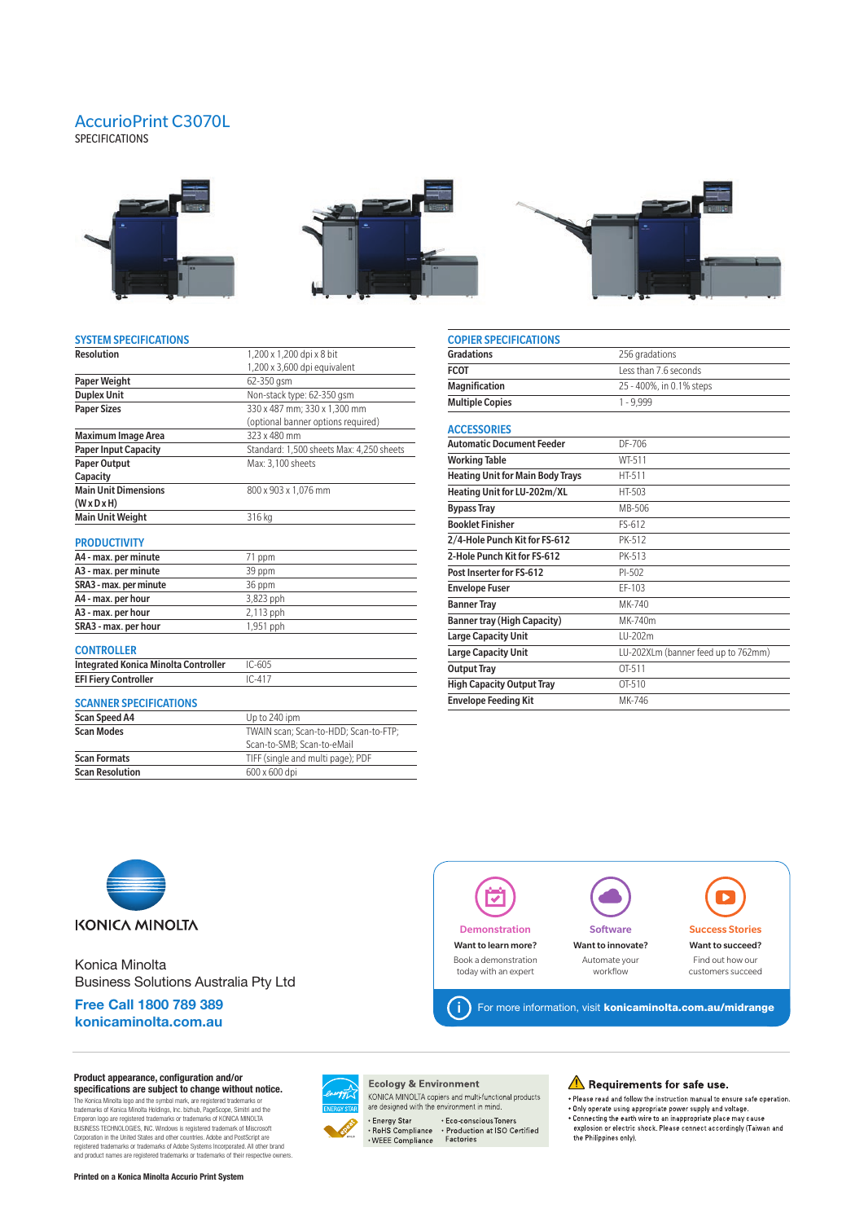# AccurioPrint C3070L

SPECIFICATIONS

## SYSTEM SPECIFICATIONS

| | |
|---|---|
| **Resolution** | 1,200 x 1,200 dpi x 8 bit<br>1,200 x 3,600 dpi equivalent |
| **Paper Weight** | 62-350 gsm |
| **Duplex Unit** | Non-stack type: 62-350 gsm |
| **Paper Sizes** | 330 x 487 mm; 330 x 1,300 mm<br>(optional banner options required) |
| **Maximum Image Area** | 323 x 480 mm |
| **Paper Input Capacity** | Standard: 1,500 sheets Max: 4,250 sheets |
| **Paper Output Capacity** | Max: 3,100 sheets |
| **Main Unit Dimensions (W x D x H)** | 800 x 903 x 1,076 mm |
| **Main Unit Weight** | 316 kg |

## PRODUCTIVITY

| | |
|---|---|
| **A4 - max. per minute** | 71 ppm |
| **A3 - max. per minute** | 39 ppm |
| **SRA3 - max. per minute** | 36 ppm |
| **A4 - max. per hour** | 3,823 pph |
| **A3 - max. per hour** | 2,113 pph |
| **SRA3 - max. per hour** | 1,951 pph |

## CONTROLLER

| | |
|---|---|
| **Integrated Konica Minolta Controller** | IC-605 |
| **EFI Fiery Controller** | IC-417 |

## SCANNER SPECIFICATIONS

| | |
|---|---|
| **Scan Speed A4** | Up to 240 ipm |
| **Scan Modes** | TWAIN scan; Scan-to-HDD; Scan-to-FTP; Scan-to-SMB; Scan-to-eMail |
| **Scan Formats** | TIFF (single and multi page); PDF |
| **Scan Resolution** | 600 x 600 dpi |

## COPIER SPECIFICATIONS

| | |
|---|---|
| **Gradations** | 256 gradations |
| **FCOT** | Less than 7.6 seconds |
| **Magnification** | 25 - 400%, in 0.1% steps |
| **Multiple Copies** | 1 - 9,999 |

## ACCESSORIES

| | |
|---|---|
| **Automatic Document Feeder** | DF-706 |
| **Working Table** | WT-511 |
| **Heating Unit for Main Body Trays** | HT-511 |
| **Heating Unit for LU-202m/XL** | HT-503 |
| **Bypass Tray** | MB-506 |
| **Booklet Finisher** | FS-612 |
| **2/4-Hole Punch Kit for FS-612** | PK-512 |
| **2-Hole Punch Kit for FS-612** | PK-513 |
| **Post Inserter for FS-612** | PI-502 |
| **Envelope Fuser** | EF-103 |
| **Banner Tray** | MK-740 |
| **Banner tray (High Capacity)** | MK-740m |
| **Large Capacity Unit** | LU-202m |
| **Large Capacity Unit** | LU-202XLm (banner feed up to 762mm) |
| **Output Tray** | OT-511 |
| **High Capacity Output Tray** | OT-510 |
| **Envelope Feeding Kit** | MK-746 |

KONICA MINOLTA

Konica Minolta
Business Solutions Australia Pty Ltd

**Free Call 1800 789 389**
**konicaminolta.com.au**

**Demonstration**
**Want to learn more?**
Book a demonstration today with an expert

**Software**
**Want to innovate?**
Automate your workflow

**Success Stories**
**Want to succeed?**
Find out how our customers succeed

For more information, visit **konicaminolta.com.au/midrange**

**Product appearance, configuration and/or specifications are subject to change without notice.**
The Konica Minolta logo and the symbol mark, are registered trademarks or trademarks of Konica Minolta Holdings, Inc. bizhub, PageScope, Simitri and the Emperon logo are registered trademarks or trademarks of KONICA MINOLTA BUSINESS TECHNOLOGIES, INC. Windows is registered trademark of Macrosoft Corporation in the United States and other countries. Adobe and PostScript are registered trademarks or trademarks of Adobe Systems Incorporated. All other brand and product names are registered trademarks or trademarks of their respective owners.

**Ecology & Environment**
KONICA MINOLTA copiers and multi-functional products are designed with the environment in mind.
- Energy Star
- RoHS Compliance
- WEEE Compliance
- Eco-conscious Toners
- Production at ISO Certified Factories

**Requirements for safe use.**
- Please read and follow the instruction manual to ensure safe operation.
- Only operate using appropriate power supply and voltage.
- Connecting the earth wire to an inappropriate place may cause explosion or electric shock. Please connect accordingly (Taiwan and the Philippines only).

**Printed on a Konica Minolta Accurio Print System**